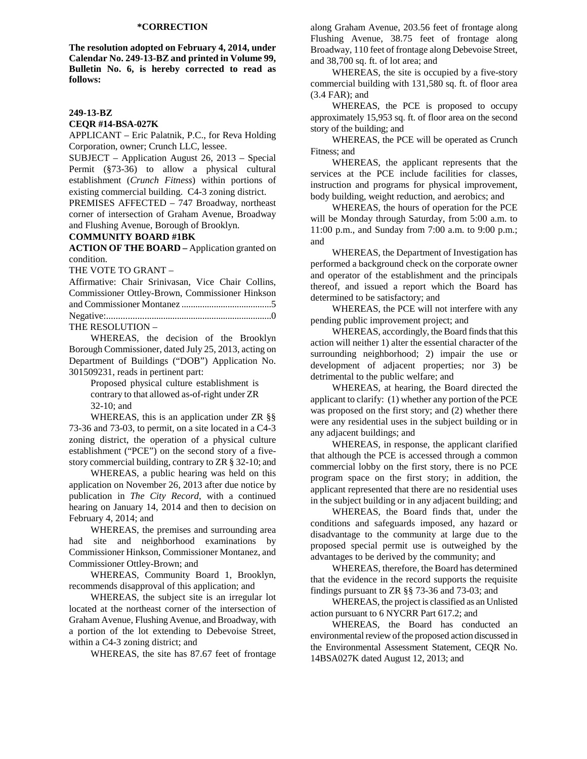**\*CORRECTION**

**The resolution adopted on February 4, 2014, under Calendar No. 249-13-BZ and printed in Volume 99, Bulletin No. 6, is hereby corrected to read as follows:**

**249-13-BZ**

**CEQR #14-BSA-027K**

APPLICANT – Eric Palatnik, P.C., for Reva Holding Corporation, owner; Crunch LLC, lessee.

SUBJECT – Application August 26, 2013 – Special Permit (§73-36) to allow a physical cultural establishment (*Crunch Fitness*) within portions of existing commercial building. C4-3 zoning district.

PREMISES AFFECTED – 747 Broadway, northeast corner of intersection of Graham Avenue, Broadway and Flushing Avenue, Borough of Brooklyn.

**COMMUNITY BOARD #1BK**

**ACTION OF THE BOARD –** Application granted on condition.

THE VOTE TO GRANT –

Affirmative: Chair Srinivasan, Vice Chair Collins, Commissioner Ottley-Brown, Commissioner Hinkson and Commissioner Montanez .......................................5

Negative:.......................................................................0

THE RESOLUTION –

WHEREAS, the decision of the Brooklyn Borough Commissioner, dated July 25, 2013, acting on Department of Buildings ("DOB") Application No. 301509231, reads in pertinent part:

> Proposed physical culture establishment is contrary to that allowed as-of-right under ZR 32-10; and

WHEREAS, this is an application under ZR §§ 73-36 and 73-03, to permit, on a site located in a C4-3 zoning district, the operation of a physical culture establishment ("PCE") on the second story of a five-story commercial building, contrary to ZR § 32-10; and

WHEREAS, a public hearing was held on this application on November 26, 2013 after due notice by publication in *The City Record*, with a continued hearing on January 14, 2014 and then to decision on February 4, 2014; and

WHEREAS, the premises and surrounding area had site and neighborhood examinations by Commissioner Hinkson, Commissioner Montanez, and Commissioner Ottley-Brown; and

WHEREAS, Community Board 1, Brooklyn, recommends disapproval of this application; and

WHEREAS, the subject site is an irregular lot located at the northeast corner of the intersection of Graham Avenue, Flushing Avenue, and Broadway, with a portion of the lot extending to Debevoise Street, within a C4-3 zoning district; and

WHEREAS, the site has 87.67 feet of frontage along Graham Avenue, 203.56 feet of frontage along Flushing Avenue, 38.75 feet of frontage along Broadway, 110 feet of frontage along Debevoise Street, and 38,700 sq. ft. of lot area; and

WHEREAS, the site is occupied by a five-story commercial building with 131,580 sq. ft. of floor area (3.4 FAR); and

WHEREAS, the PCE is proposed to occupy approximately 15,953 sq. ft. of floor area on the second story of the building; and

WHEREAS, the PCE will be operated as Crunch Fitness; and

WHEREAS, the applicant represents that the services at the PCE include facilities for classes, instruction and programs for physical improvement, body building, weight reduction, and aerobics; and

WHEREAS, the hours of operation for the PCE will be Monday through Saturday, from 5:00 a.m. to 11:00 p.m., and Sunday from 7:00 a.m. to 9:00 p.m.; and

WHEREAS, the Department of Investigation has performed a background check on the corporate owner and operator of the establishment and the principals thereof, and issued a report which the Board has determined to be satisfactory; and

WHEREAS, the PCE will not interfere with any pending public improvement project; and

WHEREAS, accordingly, the Board finds that this action will neither 1) alter the essential character of the surrounding neighborhood; 2) impair the use or development of adjacent properties; nor 3) be detrimental to the public welfare; and

WHEREAS, at hearing, the Board directed the applicant to clarify: (1) whether any portion of the PCE was proposed on the first story; and (2) whether there were any residential uses in the subject building or in any adjacent buildings; and

WHEREAS, in response, the applicant clarified that although the PCE is accessed through a common commercial lobby on the first story, there is no PCE program space on the first story; in addition, the applicant represented that there are no residential uses in the subject building or in any adjacent building; and

WHEREAS, the Board finds that, under the conditions and safeguards imposed, any hazard or disadvantage to the community at large due to the proposed special permit use is outweighed by the advantages to be derived by the community; and

WHEREAS, therefore, the Board has determined that the evidence in the record supports the requisite findings pursuant to ZR §§ 73-36 and 73-03; and

WHEREAS, the project is classified as an Unlisted action pursuant to 6 NYCRR Part 617.2; and

WHEREAS, the Board has conducted an environmental review of the proposed action discussed in the Environmental Assessment Statement, CEQR No. 14BSA027K dated August 12, 2013; and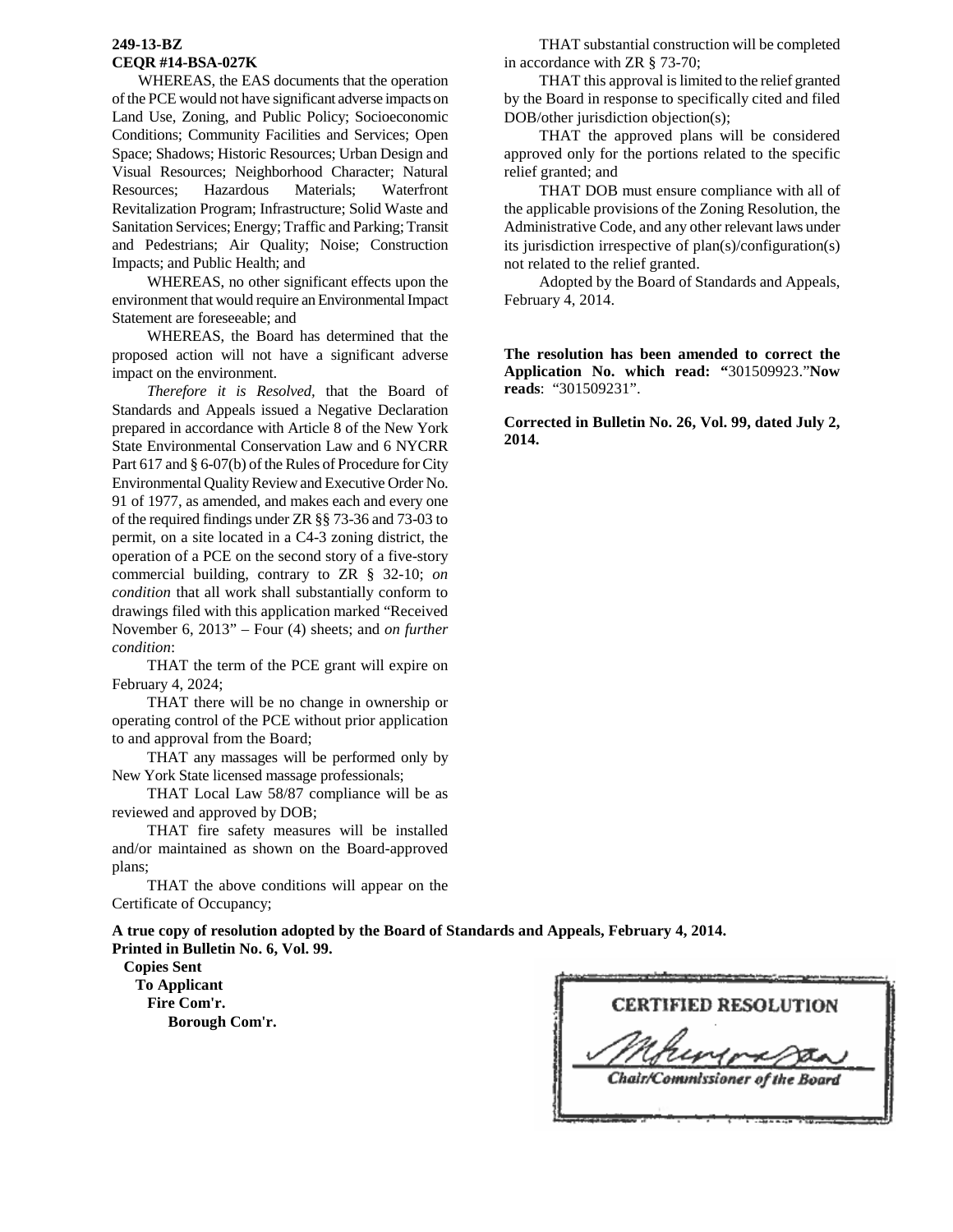**249-13-BZ**
**CEQR #14-BSA-027K**

WHEREAS, the EAS documents that the operation of the PCE would not have significant adverse impacts on Land Use, Zoning, and Public Policy; Socioeconomic Conditions; Community Facilities and Services; Open Space; Shadows; Historic Resources; Urban Design and Visual Resources; Neighborhood Character; Natural Resources; Hazardous Materials; Waterfront Revitalization Program; Infrastructure; Solid Waste and Sanitation Services; Energy; Traffic and Parking; Transit and Pedestrians; Air Quality; Noise; Construction Impacts; and Public Health; and

WHEREAS, no other significant effects upon the environment that would require an Environmental Impact Statement are foreseeable; and

WHEREAS, the Board has determined that the proposed action will not have a significant adverse impact on the environment.

*Therefore it is Resolved*, that the Board of Standards and Appeals issued a Negative Declaration prepared in accordance with Article 8 of the New York State Environmental Conservation Law and 6 NYCRR Part 617 and § 6-07(b) of the Rules of Procedure for City Environmental Quality Review and Executive Order No. 91 of 1977, as amended, and makes each and every one of the required findings under ZR §§ 73-36 and 73-03 to permit, on a site located in a C4-3 zoning district, the operation of a PCE on the second story of a five-story commercial building, contrary to ZR § 32-10; *on condition* that all work shall substantially conform to drawings filed with this application marked "Received November 6, 2013" – Four (4) sheets; and *on further condition*:

THAT the term of the PCE grant will expire on February 4, 2024;

THAT there will be no change in ownership or operating control of the PCE without prior application to and approval from the Board;

THAT any massages will be performed only by New York State licensed massage professionals;

THAT Local Law 58/87 compliance will be as reviewed and approved by DOB;

THAT fire safety measures will be installed and/or maintained as shown on the Board-approved plans;

THAT the above conditions will appear on the Certificate of Occupancy;

THAT substantial construction will be completed in accordance with ZR § 73-70;

THAT this approval is limited to the relief granted by the Board in response to specifically cited and filed DOB/other jurisdiction objection(s);

THAT the approved plans will be considered approved only for the portions related to the specific relief granted; and

THAT DOB must ensure compliance with all of the applicable provisions of the Zoning Resolution, the Administrative Code, and any other relevant laws under its jurisdiction irrespective of plan(s)/configuration(s) not related to the relief granted.

Adopted by the Board of Standards and Appeals, February 4, 2014.

**The resolution has been amended to correct the Application No. which read: "**301509923."**Now reads**: "301509231".

**Corrected in Bulletin No. 26, Vol. 99, dated July 2, 2014.**

**A true copy of resolution adopted by the Board of Standards and Appeals, February 4, 2014.**
**Printed in Bulletin No. 6, Vol. 99.**

**Copies Sent**
**To Applicant**
**Fire Com'r.**
**Borough Com'r.**

CERTIFIED RESOLUTION

*Chair/Commissioner of the Board*